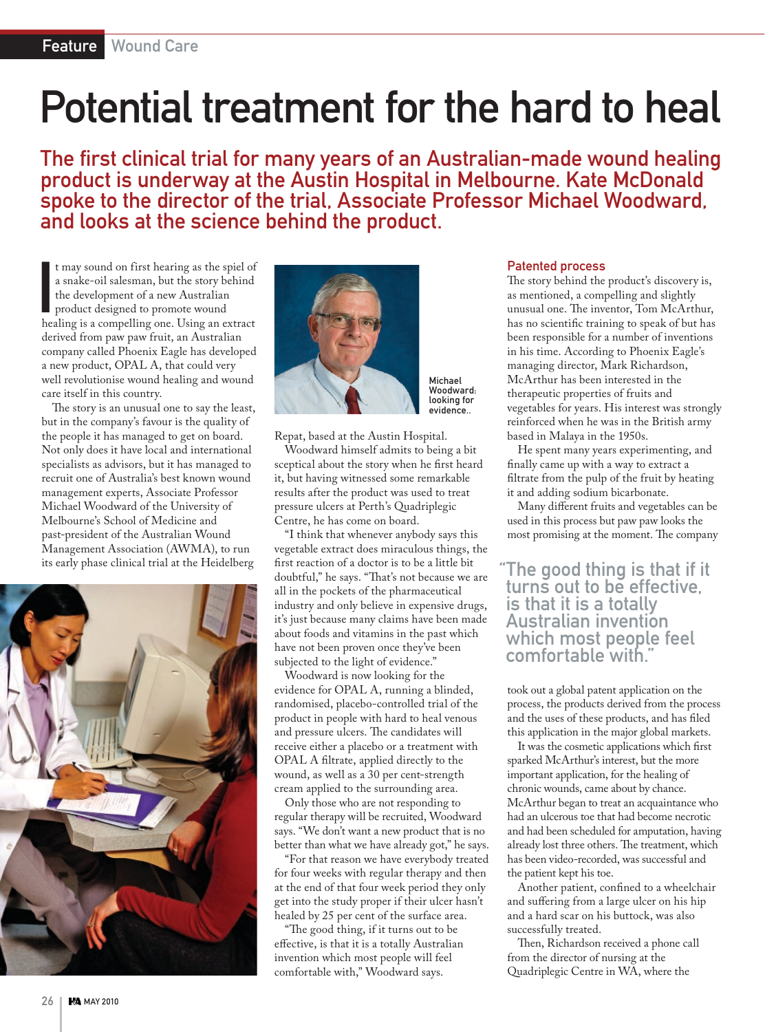Feature Wound Care

# Potential treatment for the hard to heal

## The first clinical trial for many years of an Australian-made wound healing product is underway at the Austin Hospital in Melbourne. Kate McDonald spoke to the director of the trial, Associate Professor Michael Woodward, and looks at the science behind the product.

It may sound on first hearing as the spiel of a snake-oil salesman, but the story behind the development of a new Australian product designed to promote wound healing is a compelling one. Using an extract derived from paw paw fruit, an Australian company called Phoenix Eagle has developed a new product, OPAL A, that could very well revolutionise wound healing and wound care itself in this country.

The story is an unusual one to say the least, but in the company's favour is the quality of the people it has managed to get on board. Not only does it have local and international specialists as advisors, but it has managed to recruit one of Australia's best known wound management experts, Associate Professor Michael Woodward of the University of Melbourne's School of Medicine and past-president of the Australian Wound Management Association (AWMA), to run its early phase clinical trial at the Heidelberg Repat, based at the Austin Hospital.

Michael Woodward: looking for evidence..

Woodward himself admits to being a bit sceptical about the story when he first heard it, but having witnessed some remarkable results after the product was used to treat pressure ulcers at Perth's Quadriplegic Centre, he has come on board.

"I think that whenever anybody says this vegetable extract does miraculous things, the first reaction of a doctor is to be a little bit doubtful," he says. "That's not because we are all in the pockets of the pharmaceutical industry and only believe in expensive drugs, it's just because many claims have been made about foods and vitamins in the past which have not been proven once they've been subjected to the light of evidence."

Woodward is now looking for the evidence for OPAL A, running a blinded, randomised, placebo-controlled trial of the product in people with hard to heal venous and pressure ulcers. The candidates will receive either a placebo or a treatment with OPAL A filtrate, applied directly to the wound, as well as a 30 per cent-strength cream applied to the surrounding area.

Only those who are not responding to regular therapy will be recruited, Woodward says. "We don't want a new product that is no better than what we have already got," he says.

"For that reason we have everybody treated for four weeks with regular therapy and then at the end of that four week period they only get into the study proper if their ulcer hasn't healed by 25 per cent of the surface area.

"The good thing, if it turns out to be effective, is that it is a totally Australian invention which most people will feel comfortable with," Woodward says.

### Patented process

The story behind the product's discovery is, as mentioned, a compelling and slightly unusual one. The inventor, Tom McArthur, has no scientific training to speak of but has been responsible for a number of inventions in his time. According to Phoenix Eagle's managing director, Mark Richardson, McArthur has been interested in the therapeutic properties of fruits and vegetables for years. His interest was strongly reinforced when he was in the British army based in Malaya in the 1950s.

He spent many years experimenting, and finally came up with a way to extract a filtrate from the pulp of the fruit by heating it and adding sodium bicarbonate.

Many different fruits and vegetables can be used in this process but paw paw looks the most promising at the moment. The company took out a global patent application on the process, the products derived from the process and the uses of these products, and has filed this application in the major global markets.

> "The good thing is that if it turns out to be effective, is that it is a totally Australian invention which most people feel comfortable with."

It was the cosmetic applications which first sparked McArthur's interest, but the more important application, for the healing of chronic wounds, came about by chance. McArthur began to treat an acquaintance who had an ulcerous toe that had become necrotic and had been scheduled for amputation, having already lost three others. The treatment, which has been video-recorded, was successful and the patient kept his toe.

Another patient, confined to a wheelchair and suffering from a large ulcer on his hip and a hard scar on his buttock, was also successfully treated.

Then, Richardson received a phone call from the director of nursing at the Quadriplegic Centre in WA, where the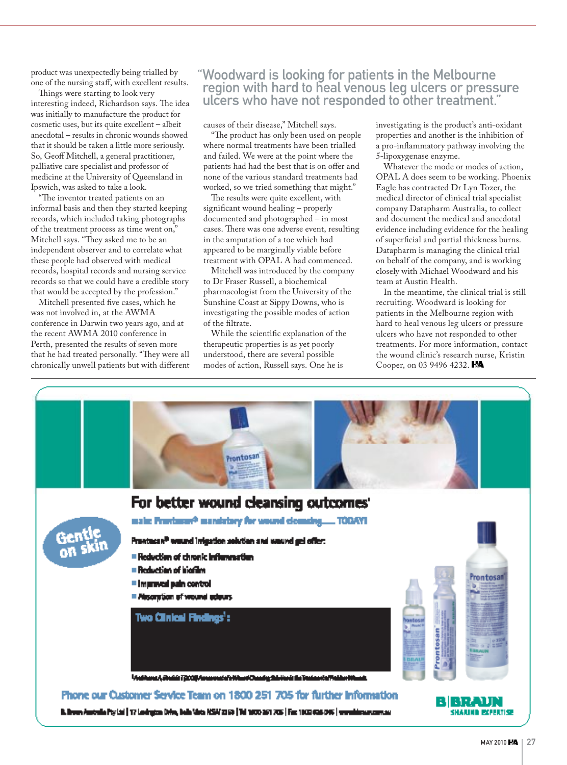product was unexpectedly being trialled by one of the nursing staff, with excellent results.

Things were starting to look very interesting indeed, Richardson says. The idea was initially to manufacture the product for cosmetic uses, but its quite excellent – albeit anecdotal – results in chronic wounds showed that it should be taken a little more seriously. So, Geoff Mitchell, a general practitioner, palliative care specialist and professor of medicine at the University of Queensland in Ipswich, was asked to take a look.

"The inventor treated patients on an informal basis and then they started keeping records, which included taking photographs of the treatment process as time went on," Mitchell says. "They asked me to be an independent observer and to correlate what these people had observed with medical records, hospital records and nursing service records so that we could have a credible story that would be accepted by the profession."

Mitchell presented five cases, which he was not involved in, at the AWMA conference in Darwin two years ago, and at the recent AWMA 2010 conference in Perth, presented the results of seven more that he had treated personally. "They were all chronically unwell patients but with different causes of their disease," Mitchell says.

> "Woodward is looking for patients in the Melbourne region with hard to heal venous leg ulcers or pressure ulcers who have not responded to other treatment."

"The product has only been used on people where normal treatments have been trialled and failed. We were at the point where the patients had had the best that is on offer and none of the various standard treatments had worked, so we tried something that might."

The results were quite excellent, with significant wound healing – properly documented and photographed – in most cases. There was one adverse event, resulting in the amputation of a toe which had appeared to be marginally viable before treatment with OPAL A had commenced.

Mitchell was introduced by the company to Dr Fraser Russell, a biochemical pharmacologist from the University of the Sunshine Coast at Sippy Downs, who is investigating the possible modes of action of the filtrate.

While the scientific explanation of the therapeutic properties is as yet poorly understood, there are several possible modes of action, Russell says. One he is investigating is the product's anti-oxidant properties and another is the inhibition of a pro-inflammatory pathway involving the 5-lipoxygenase enzyme.

Whatever the mode or modes of action, OPAL A does seem to be working. Phoenix Eagle has contracted Dr Lyn Tozer, the medical director of clinical trial specialist company Datapharm Australia, to collect and document the medical and anecdotal evidence including evidence for the healing of superficial and partial thickness burns. Datapharm is managing the clinical trial on behalf of the company, and is working closely with Michael Woodward and his team at Austin Health.

In the meantime, the clinical trial is still recruiting. Woodward is looking for patients in the Melbourne region with hard to heal venous leg ulcers or pressure ulcers who have not responded to other treatments. For more information, contact the wound clinic's research nurse, Kristin Cooper, on 03 9496 4232.

---

**Gentle on skin**

## For better wound cleansing outcomes[1]

make Prontosan® mandatory for wound cleansing ... TODAY!

Prontosan® wound irrigation solution and wound gel offer:

- Reduction of chronic inflammation
- Reduction of biofilm
- Improved pain control
- Absorption of wound odours

**Two Clinical Findings[1]:**

Phone our Customer Service Team on 1800 251 705 for further information

B|BRAUN SHARING EXPERTISE